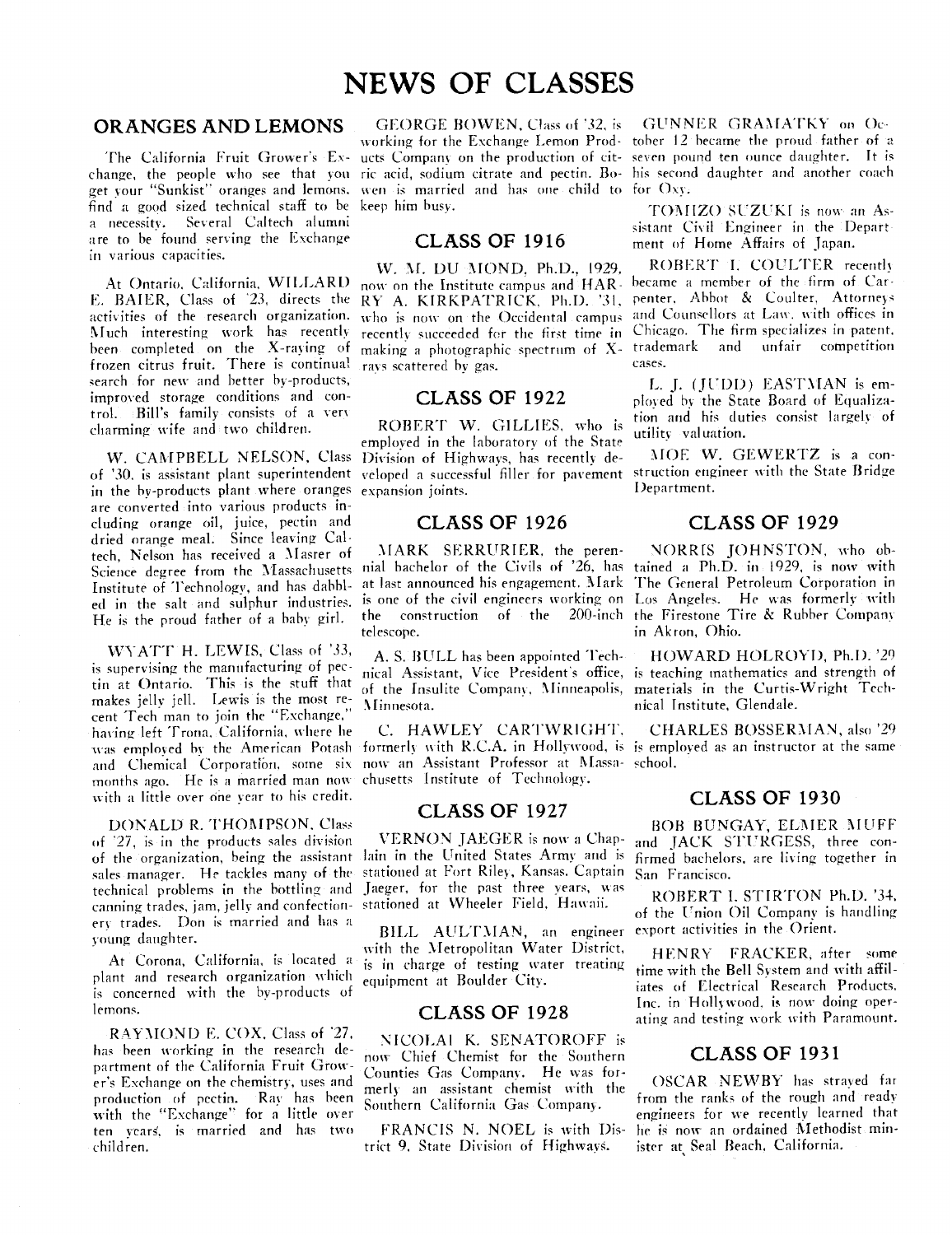# NEWS OF CLASSES

## ORANGES AND LEMONS

The California Fruit Grower's Exchange, the people who see that you get your "Sunkist" oranges and lemons, find a good sized technical staff to be a necessity. Several Caltech alumni are to be found serving the Exchange in various capacities.

At Ontario, California, WILLARD E. BAIER, Class of '23, directs the activities of the research organization. Much interesting work has recently been completed on the X-raying of frozen citrus fruit. There is continual search for new and better by-products, improved storage conditions and control. Bill's family consists of a very charming wife and two children.

W. CAMPBELL NELSON, Class of '30, is assistant plant superintendent in the by-products plant where oranges are converted into various products including orange oil, juice, pectin and dried orange meal. Since leaving Caltech, Nelson has received a Masrer of Science degree from the Massachusetts Institute of Technology, and has dabbled in the salt and sulphur industries. He is the proud father of a baby girl.

WYATT H. LEWIS, Class of '33, is supervising the manufacturing of pectin at Ontario. This is the stuff that makes jelly jell. Lewis is the most recent Tech man to join the "Exchange," having left Trona, California, where he was employed by the American Potash and Chemical Corporation, some six months ago. He is a married man now with a little over one year to his credit.

DONALD R. THOMPSON, Class of '27, is in the products sales division of the organization, being the assistant sales manager. He tackles many of the technical problems in the bottling and canning trades, jam, jelly and confectionery trades. Don is married and has a young daughter.

At Corona, California, is located a plant and research organization which is concerned with the by-products of lemons.

RAYMOND E. COX, Class of '27, has been working in the research department of the California Fruit Grower's Exchange on the chemistry, uses and production of pectin. Ray has been with the "Exchange" for a little over ten years, is married and has two children.

GEORGE BOWEN, Class of '32, is working for the Exchange Lemon Products Company on the production of citric acid, sodium citrate and pectin. Bowen is married and has one child to keep him busy.

## CLASS OF 1916

W. M. DU MOND, Ph.D., 1929, now on the Institute campus and HARRY A. KIRKPATRICK, Ph.D. '31, who is now on the Occidental campus recently succeeded for the first time in making a photographic spectrum of X-rays scattered by gas.

## CLASS OF 1922

ROBERT W. GILLIES, who is employed in the laboratory of the State Division of Highways, has recently developed a successful filler for pavement expansion joints.

## CLASS OF 1926

MARK SERRURIER, the perennial bachelor of the Civils of '26, has at last announced his engagement. Mark is one of the civil engineers working on the construction of the 200-inch telescope.

A. S. BULL has been appointed Technical Assistant, Vice President's office, of the Insulite Company, Minneapolis, Minnesota.

C. HAWLEY CARTWRIGHT, formerly with R.C.A. in Hollywood, is now an Assistant Professor at Massachusetts Institute of Technology.

## CLASS OF 1927

VERNON JAEGER is now a Chaplain in the United States Army and is stationed at Fort Riley, Kansas. Captain Jaeger, for the past three years, was stationed at Wheeler Field, Hawaii.

BILL AULTMAN, an engineer with the Metropolitan Water District, is in charge of testing water treating equipment at Boulder City.

## CLASS OF 1928

NICOLAI K. SENATOROFF is now Chief Chemist for the Southern Counties Gas Company. He was formerly an assistant chemist with the Southern California Gas Company.

FRANCIS N. NOEL is with District 9, State Division of Highways.

GUNNER GRAMATKY on October 12 became the proud father of a seven pound ten ounce daughter. It is his second daughter and another coach for Oxy.

TOMIZO SUZUKI is now an Assistant Civil Engineer in the Department of Home Affairs of Japan.

ROBERT I. COULTER recently became a member of the firm of Carpenter, Abbot & Coulter, Attorneys and Counsellors at Law, with offices in Chicago. The firm specializes in patent, trademark and unfair competition cases.

L. J. (JUDD) EASTMAN is employed by the State Board of Equalization and his duties consist largely of utility valuation.

MOE W. GEWERTZ is a construction engineer with the State Bridge Department.

## CLASS OF 1929

NORRIS JOHNSTON, who obtained a Ph.D. in 1929, is now with The General Petroleum Corporation in Los Angeles. He was formerly with the Firestone Tire & Rubber Company in Akron, Ohio.

HOWARD HOLROYD, Ph.D. '29 is teaching mathematics and strength of materials in the Curtis-Wright Technical Institute, Glendale.

CHARLES BOSSERMAN, also '29 is employed as an instructor at the same school.

## CLASS OF 1930

BOB BUNGAY, ELMER MUFF and JACK STURGESS, three confirmed bachelors, are living together in San Francisco.

ROBERT I. STIRTON Ph.D. '34, of the Union Oil Company is handling export activities in the Orient.

HENRY FRACKER, after some time with the Bell System and with affiliates of Electrical Research Products, Inc. in Hollywood, is now doing operating and testing work with Paramount.

## CLASS OF 1931

OSCAR NEWBY has strayed far from the ranks of the rough and ready engineers for we recently learned that he is now an ordained Methodist minister at Seal Beach, California.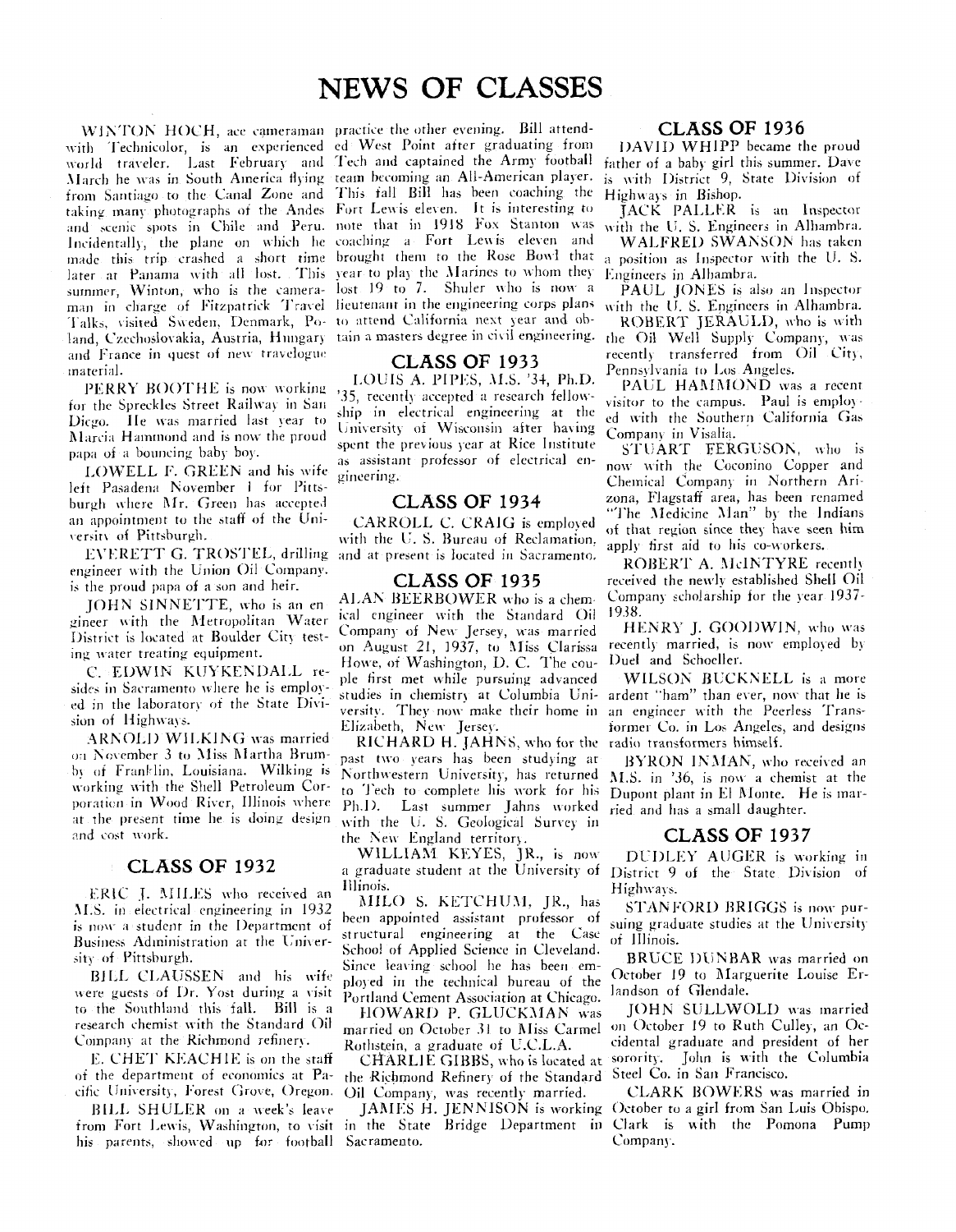# NEWS OF CLASSES

WINTON HOCH, ace cameraman with Technicolor, is an experienced world traveler. Last February and March he was in South America flying from Santiago to the Canal Zone and taking many photographs of the Andes and scenic spots in Chile and Peru. Incidentally, the plane on which he made this trip crashed a short time later at Panama with all lost. This summer, Winton, who is the cameraman in charge of Fitzpatrick Travel Talks, visited Sweden, Denmark, Poland, Czechoslovakia, Austria, Hungary and France in quest of new travelogue material.

PERRY BOOTHE is now working for the Spreckles Street Railway in San Diego. He was married last year to Marcia Hammond and is now the proud papa of a bouncing baby boy.

LOWELL F. GREEN and his wife left Pasadena November 1 for Pittsburgh where Mr. Green has accepted an appointment to the staff of the University of Pittsburgh.

EVERETT G. TROSTEL, drilling engineer with the Union Oil Company, is the proud papa of a son and heir.

JOHN SINNETTE, who is an engineer with the Metropolitan Water District is located at Boulder City testing water treating equipment.

C. EDWIN KUYKENDALL resides in Sacramento where he is employed in the laboratory of the State Division of Highways.

ARNOLD WILKING was married on November 3 to Miss Martha Brumby of Franklin, Louisiana. Wilking is working with the Shell Petroleum Corporation in Wood River, Illinois where at the present time he is doing design and cost work.

## CLASS OF 1932

ERIC J. MILES who received an M.S. in electrical engineering in 1932 is now a student in the Department of Business Administration at the University of Pittsburgh.

BILL CLAUSSEN and his wife were guests of Dr. Yost during a visit to the Southland this fall. Bill is a research chemist with the Standard Oil Company at the Richmond refinery.

E. CHET KEACHIE is on the staff of the department of economics at Pacific University, Forest Grove, Oregon.

BILL SHULER on a week's leave from Fort Lewis, Washington, to visit his parents, showed up for football practice the other evening. Bill attended West Point after graduating from Tech and captained the Army football team becoming an All-American player. This fall Bill has been coaching the Fort Lewis eleven. It is interesting to note that in 1918 Fox Stanton was coaching a Fort Lewis eleven and brought them to the Rose Bowl that year to play the Marines to whom they lost 19 to 7. Shuler who is now a lieutenant in the engineering corps plans to attend California next year and obtain a masters degree in civil engineering.

## CLASS OF 1933

LOUIS A. PIPES, M.S. '34, Ph.D. '35, recently accepted a research fellowship in electrical engineering at the University of Wisconsin after having spent the previous year at Rice Institute as assistant professor of electrical engineering.

## CLASS OF 1934

CARROLL C. CRAIG is employed with the U. S. Bureau of Reclamation, and at present is located in Sacramento.

## CLASS OF 1935

ALAN BEERBOWER who is a chemical engineer with the Standard Oil Company of New Jersey, was married on August 21, 1937, to Miss Clarissa Howe, of Washington, D. C. The couple first met while pursuing advanced studies in chemistry at Columbia University. They now make their home in Elizabeth, New Jersey.

RICHARD H. JAHNS, who for the past two years has been studying at Northwestern University, has returned to Tech to complete his work for his Ph.D. Last summer Jahns worked with the U. S. Geological Survey in the New England territory.

WILLIAM KEYES, JR., is now a graduate student at the University of Illinois.

MILO S. KETCHUM, JR., has been appointed assistant professor of structural engineering at the Case School of Applied Science in Cleveland. Since leaving school he has been employed in the technical bureau of the Portland Cement Association at Chicago.

HOWARD P. GLUCKMAN was married on October 31 to Miss Carmel Rothstein, a graduate of U.C.L.A.

CHARLIE GIBBS, who is located at the Richmond Refinery of the Standard Oil Company, was recently married.

JAMES H. JENNISON is working in the State Bridge Department in Sacramento.

## CLASS OF 1936

DAVID WHIPP became the proud father of a baby girl this summer. Dave is with District 9, State Division of Highways in Bishop.

JACK PALLER is an Inspector with the U. S. Engineers in Alhambra.

WALFRED SWANSON has taken a position as Inspector with the U. S. Engineers in Alhambra.

PAUL JONES is also an Inspector with the U. S. Engineers in Alhambra.

ROBERT JERAULD, who is with the Oil Well Supply Company, was recently transferred from Oil City, Pennsylvania to Los Angeles.

PAUL HAMMOND was a recent visitor to the campus. Paul is employed with the Southern California Gas Company in Visalia.

STUART FERGUSON, who is now with the Coconino Copper and Chemical Company in Northern Arizona, Flagstaff area, has been renamed "The Medicine Man" by the Indians of that region since they have seen him apply first aid to his co-workers.

ROBERT A. McINTYRE recently received the newly established Shell Oil Company scholarship for the year 1937-1938.

HENRY J. GOODWIN, who was recently married, is now employed by Duel and Schoeller.

WILSON BUCKNELL is a more ardent "ham" than ever, now that he is an engineer with the Peerless Transformer Co. in Los Angeles, and designs radio transformers himself.

BYRON INMAN, who received an M.S. in '36, is now a chemist at the Dupont plant in El Monte. He is married and has a small daughter.

## CLASS OF 1937

DUDLEY AUGER is working in District 9 of the State Division of Highways.

STANFORD BRIGGS is now pursuing graduate studies at the University of Illinois.

BRUCE DUNBAR was married on October 19 to Marguerite Louise Erlandson of Glendale.

JOHN SULLWOLD was married on October 19 to Ruth Culley, an Occidental graduate and president of her sorority. John is with the Columbia Steel Co. in San Francisco.

CLARK BOWERS was married in October to a girl from San Luis Obispo. Clark is with the Pomona Pump Company.